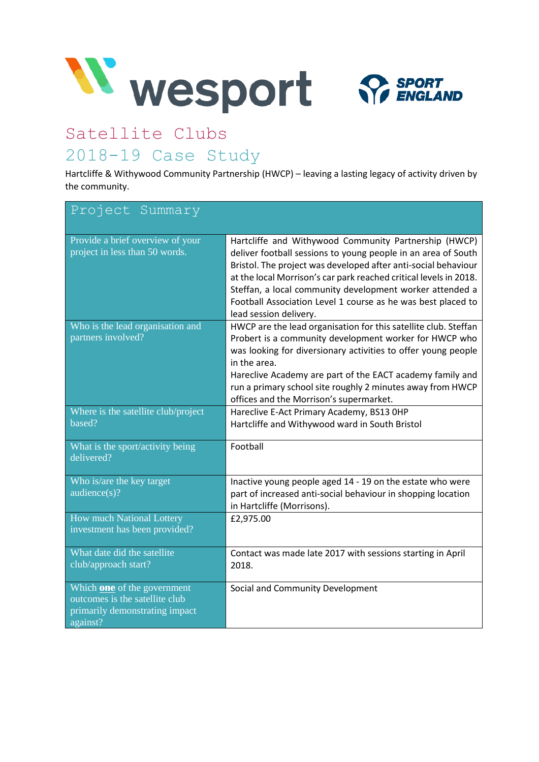wesport

SPORT ENGLAND

# Satellite Clubs
## 2018-19 Case Study

Hartcliffe & Withywood Community Partnership (HWCP) – leaving a lasting legacy of activity driven by the community.

| Project Summary | |
|---|---|
| Provide a brief overview of your project in less than 50 words. | Hartcliffe and Withywood Community Partnership (HWCP) deliver football sessions to young people in an area of South Bristol. The project was developed after anti-social behaviour at the local Morrison's car park reached critical levels in 2018. Steffan, a local community development worker attended a Football Association Level 1 course as he was best placed to lead session delivery. |
| Who is the lead organisation and partners involved? | HWCP are the lead organisation for this satellite club. Steffan Probert is a community development worker for HWCP who was looking for diversionary activities to offer young people in the area.<br>Hareclive Academy are part of the EACT academy family and run a primary school site roughly 2 minutes away from HWCP offices and the Morrison's supermarket. |
| Where is the satellite club/project based? | Hareclive E-Act Primary Academy, BS13 0HP<br>Hartcliffe and Withywood ward in South Bristol |
| What is the sport/activity being delivered? | Football |
| Who is/are the key target audience(s)? | Inactive young people aged 14 - 19 on the estate who were part of increased anti-social behaviour in shopping location in Hartcliffe (Morrisons). |
| How much National Lottery investment has been provided? | £2,975.00 |
| What date did the satellite club/approach start? | Contact was made late 2017 with sessions starting in April 2018. |
| Which **one** of the government outcomes is the satellite club primarily demonstrating impact against? | Social and Community Development |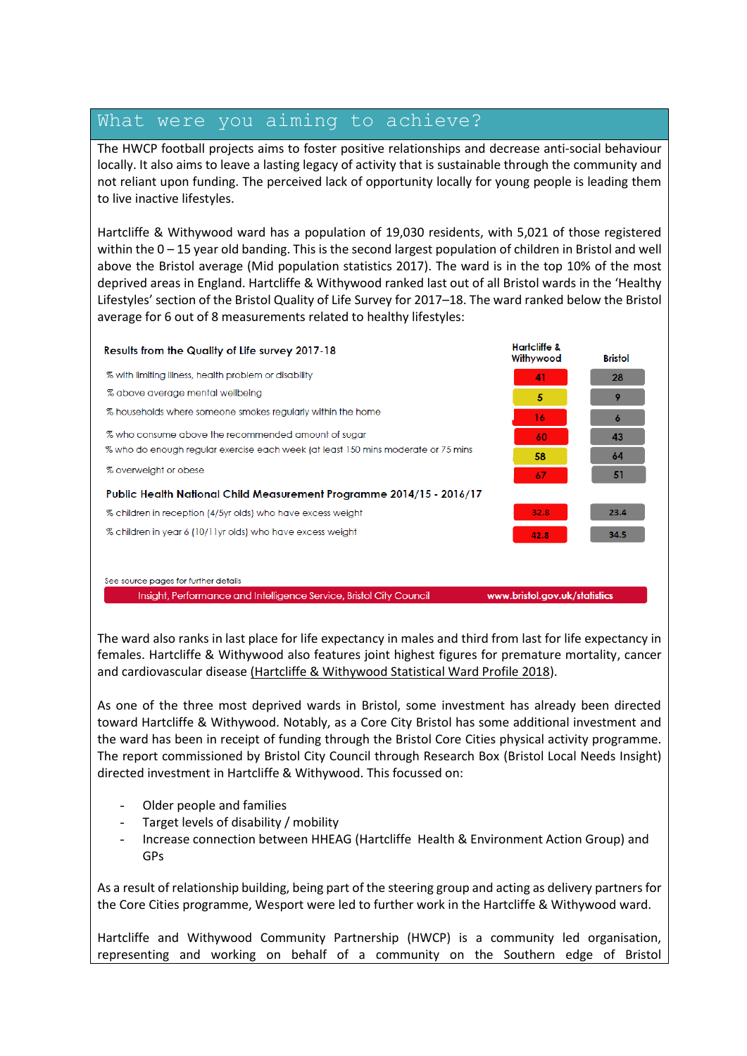## What were you aiming to achieve?

The HWCP football projects aims to foster positive relationships and decrease anti-social behaviour locally. It also aims to leave a lasting legacy of activity that is sustainable through the community and not reliant upon funding. The perceived lack of opportunity locally for young people is leading them to live inactive lifestyles.

Hartcliffe & Withywood ward has a population of 19,030 residents, with 5,021 of those registered within the 0 – 15 year old banding. This is the second largest population of children in Bristol and well above the Bristol average (Mid population statistics 2017). The ward is in the top 10% of the most deprived areas in England. Hartcliffe & Withywood ranked last out of all Bristol wards in the 'Healthy Lifestyles' section of the Bristol Quality of Life Survey for 2017–18. The ward ranked below the Bristol average for 6 out of 8 measurements related to healthy lifestyles:

| Results from the Quality of Life survey 2017-18 | Hartcliffe & Withywood | Bristol |
|---|---|---|
| % with limiting illness, health problem or disability | 41 | 28 |
| % above average mental wellbeing | 5 | 9 |
| % households where someone smokes regularly within the home | 16 | 6 |
| % who consume above the recommended amount of sugar | 60 | 43 |
| % who do enough regular exercise each week (at least 150 mins moderate or 75 mins | 58 | 64 |
| % overweight or obese | 67 | 51 |
| **Public Health National Child Measurement Programme 2014/15 - 2016/17** | | |
| % children in reception (4/5yr olds) who have excess weight | 32.8 | 23.4 |
| % children in year 6 (10/11yr olds) who have excess weight | 42.8 | 34.5 |

See source pages for further details

Insight, Performance and Intelligence Service, Bristol City Council www.bristol.gov.uk/statistics

The ward also ranks in last place for life expectancy in males and third from last for life expectancy in females. Hartcliffe & Withywood also features joint highest figures for premature mortality, cancer and cardiovascular disease (Hartcliffe & Withywood Statistical Ward Profile 2018).

As one of the three most deprived wards in Bristol, some investment has already been directed toward Hartcliffe & Withywood. Notably, as a Core City Bristol has some additional investment and the ward has been in receipt of funding through the Bristol Core Cities physical activity programme. The report commissioned by Bristol City Council through Research Box (Bristol Local Needs Insight) directed investment in Hartcliffe & Withywood. This focussed on:

- Older people and families
- Target levels of disability / mobility
- Increase connection between HHEAG (Hartcliffe Health & Environment Action Group) and GPs

As a result of relationship building, being part of the steering group and acting as delivery partners for the Core Cities programme, Wesport were led to further work in the Hartcliffe & Withywood ward.

Hartcliffe and Withywood Community Partnership (HWCP) is a community led organisation, representing and working on behalf of a community on the Southern edge of Bristol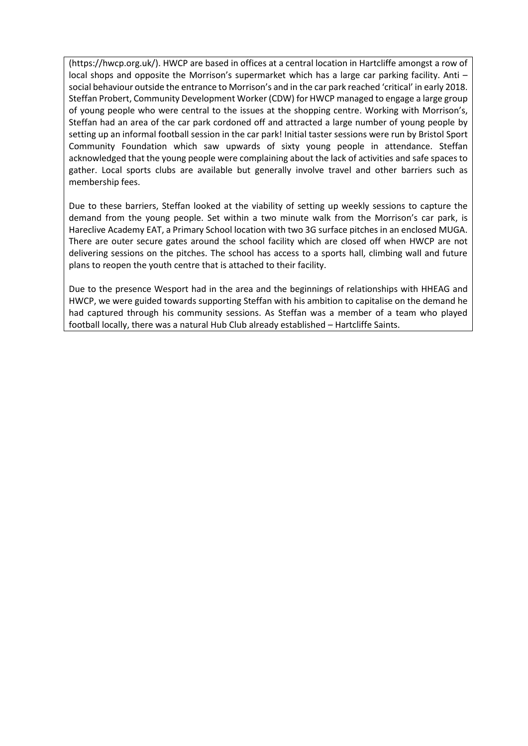(https://hwcp.org.uk/). HWCP are based in offices at a central location in Hartcliffe amongst a row of local shops and opposite the Morrison's supermarket which has a large car parking facility. Anti – social behaviour outside the entrance to Morrison's and in the car park reached 'critical' in early 2018. Steffan Probert, Community Development Worker (CDW) for HWCP managed to engage a large group of young people who were central to the issues at the shopping centre. Working with Morrison's, Steffan had an area of the car park cordoned off and attracted a large number of young people by setting up an informal football session in the car park! Initial taster sessions were run by Bristol Sport Community Foundation which saw upwards of sixty young people in attendance. Steffan acknowledged that the young people were complaining about the lack of activities and safe spaces to gather. Local sports clubs are available but generally involve travel and other barriers such as membership fees.

Due to these barriers, Steffan looked at the viability of setting up weekly sessions to capture the demand from the young people. Set within a two minute walk from the Morrison's car park, is Hareclive Academy EAT, a Primary School location with two 3G surface pitches in an enclosed MUGA. There are outer secure gates around the school facility which are closed off when HWCP are not delivering sessions on the pitches. The school has access to a sports hall, climbing wall and future plans to reopen the youth centre that is attached to their facility.

Due to the presence Wesport had in the area and the beginnings of relationships with HHEAG and HWCP, we were guided towards supporting Steffan with his ambition to capitalise on the demand he had captured through his community sessions. As Steffan was a member of a team who played football locally, there was a natural Hub Club already established – Hartcliffe Saints.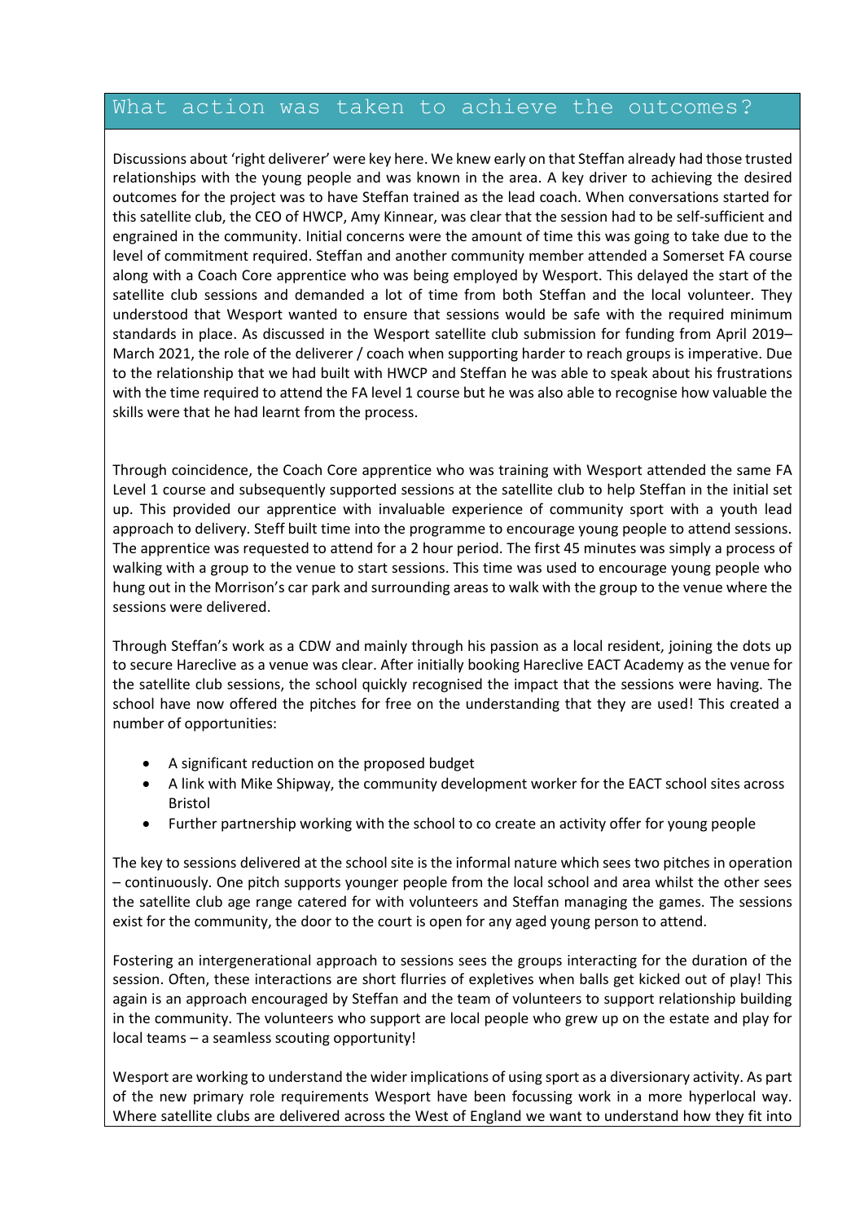## What action was taken to achieve the outcomes?

Discussions about 'right deliverer' were key here. We knew early on that Steffan already had those trusted relationships with the young people and was known in the area. A key driver to achieving the desired outcomes for the project was to have Steffan trained as the lead coach. When conversations started for this satellite club, the CEO of HWCP, Amy Kinnear, was clear that the session had to be self-sufficient and engrained in the community. Initial concerns were the amount of time this was going to take due to the level of commitment required. Steffan and another community member attended a Somerset FA course along with a Coach Core apprentice who was being employed by Wesport. This delayed the start of the satellite club sessions and demanded a lot of time from both Steffan and the local volunteer. They understood that Wesport wanted to ensure that sessions would be safe with the required minimum standards in place. As discussed in the Wesport satellite club submission for funding from April 2019–March 2021, the role of the deliverer / coach when supporting harder to reach groups is imperative. Due to the relationship that we had built with HWCP and Steffan he was able to speak about his frustrations with the time required to attend the FA level 1 course but he was also able to recognise how valuable the skills were that he had learnt from the process.

Through coincidence, the Coach Core apprentice who was training with Wesport attended the same FA Level 1 course and subsequently supported sessions at the satellite club to help Steffan in the initial set up. This provided our apprentice with invaluable experience of community sport with a youth lead approach to delivery. Steff built time into the programme to encourage young people to attend sessions. The apprentice was requested to attend for a 2 hour period. The first 45 minutes was simply a process of walking with a group to the venue to start sessions. This time was used to encourage young people who hung out in the Morrison's car park and surrounding areas to walk with the group to the venue where the sessions were delivered.

Through Steffan's work as a CDW and mainly through his passion as a local resident, joining the dots up to secure Hareclive as a venue was clear. After initially booking Hareclive EACT Academy as the venue for the satellite club sessions, the school quickly recognised the impact that the sessions were having. The school have now offered the pitches for free on the understanding that they are used! This created a number of opportunities:

- A significant reduction on the proposed budget
- A link with Mike Shipway, the community development worker for the EACT school sites across Bristol
- Further partnership working with the school to co create an activity offer for young people

The key to sessions delivered at the school site is the informal nature which sees two pitches in operation – continuously. One pitch supports younger people from the local school and area whilst the other sees the satellite club age range catered for with volunteers and Steffan managing the games. The sessions exist for the community, the door to the court is open for any aged young person to attend.

Fostering an intergenerational approach to sessions sees the groups interacting for the duration of the session. Often, these interactions are short flurries of expletives when balls get kicked out of play! This again is an approach encouraged by Steffan and the team of volunteers to support relationship building in the community. The volunteers who support are local people who grew up on the estate and play for local teams – a seamless scouting opportunity!

Wesport are working to understand the wider implications of using sport as a diversionary activity. As part of the new primary role requirements Wesport have been focussing work in a more hyperlocal way. Where satellite clubs are delivered across the West of England we want to understand how they fit into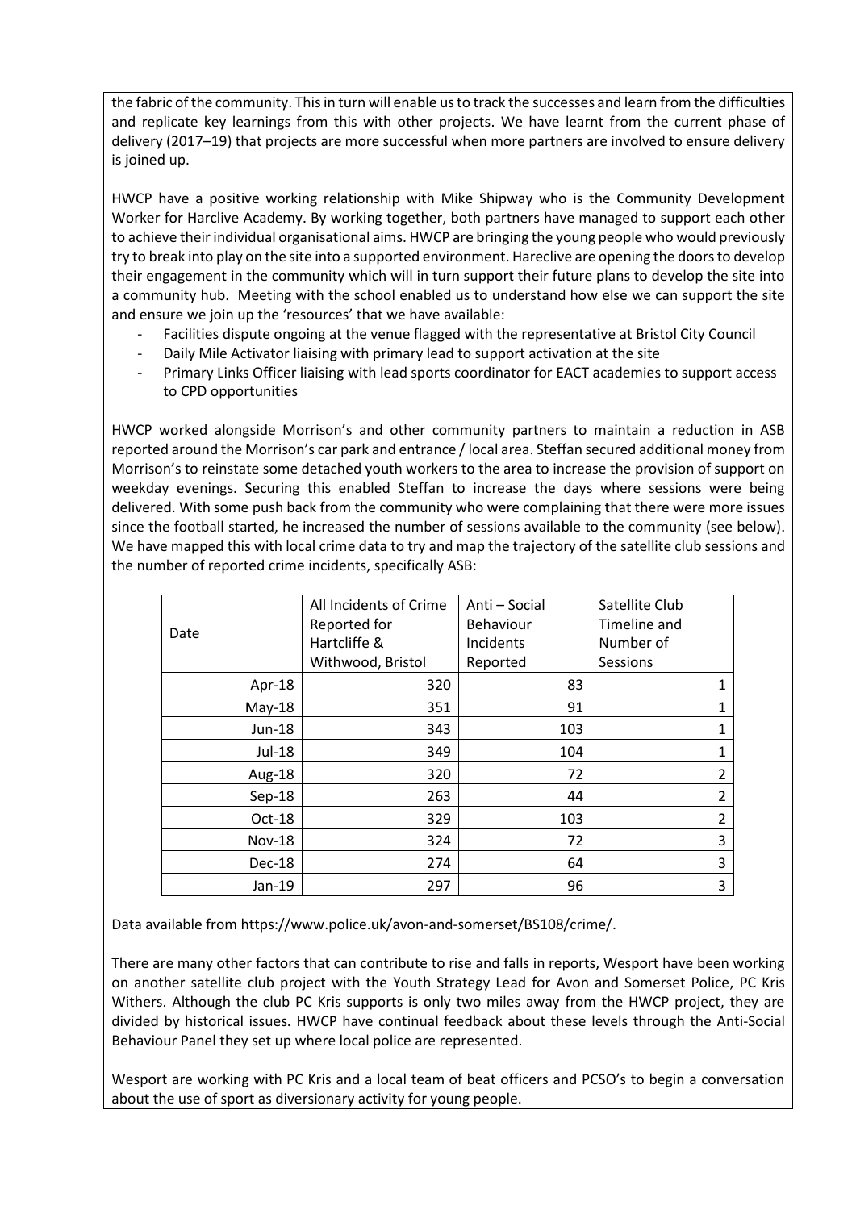the fabric of the community. This in turn will enable us to track the successes and learn from the difficulties and replicate key learnings from this with other projects. We have learnt from the current phase of delivery (2017–19) that projects are more successful when more partners are involved to ensure delivery is joined up.

HWCP have a positive working relationship with Mike Shipway who is the Community Development Worker for Harclive Academy. By working together, both partners have managed to support each other to achieve their individual organisational aims. HWCP are bringing the young people who would previously try to break into play on the site into a supported environment. Hareclive are opening the doors to develop their engagement in the community which will in turn support their future plans to develop the site into a community hub. Meeting with the school enabled us to understand how else we can support the site and ensure we join up the 'resources' that we have available:

- Facilities dispute ongoing at the venue flagged with the representative at Bristol City Council
- Daily Mile Activator liaising with primary lead to support activation at the site
- Primary Links Officer liaising with lead sports coordinator for EACT academies to support access to CPD opportunities

HWCP worked alongside Morrison's and other community partners to maintain a reduction in ASB reported around the Morrison's car park and entrance / local area. Steffan secured additional money from Morrison's to reinstate some detached youth workers to the area to increase the provision of support on weekday evenings. Securing this enabled Steffan to increase the days where sessions were being delivered. With some push back from the community who were complaining that there were more issues since the football started, he increased the number of sessions available to the community (see below). We have mapped this with local crime data to try and map the trajectory of the satellite club sessions and the number of reported crime incidents, specifically ASB:

| Date | All Incidents of Crime Reported for Hartcliffe & Withwood, Bristol | Anti – Social Behaviour Incidents Reported | Satellite Club Timeline and Number of Sessions |
|---|---|---|---|
| Apr-18 | 320 | 83 | 1 |
| May-18 | 351 | 91 | 1 |
| Jun-18 | 343 | 103 | 1 |
| Jul-18 | 349 | 104 | 1 |
| Aug-18 | 320 | 72 | 2 |
| Sep-18 | 263 | 44 | 2 |
| Oct-18 | 329 | 103 | 2 |
| Nov-18 | 324 | 72 | 3 |
| Dec-18 | 274 | 64 | 3 |
| Jan-19 | 297 | 96 | 3 |

Data available from https://www.police.uk/avon-and-somerset/BS108/crime/.

There are many other factors that can contribute to rise and falls in reports, Wesport have been working on another satellite club project with the Youth Strategy Lead for Avon and Somerset Police, PC Kris Withers. Although the club PC Kris supports is only two miles away from the HWCP project, they are divided by historical issues. HWCP have continual feedback about these levels through the Anti-Social Behaviour Panel they set up where local police are represented.

Wesport are working with PC Kris and a local team of beat officers and PCSO's to begin a conversation about the use of sport as diversionary activity for young people.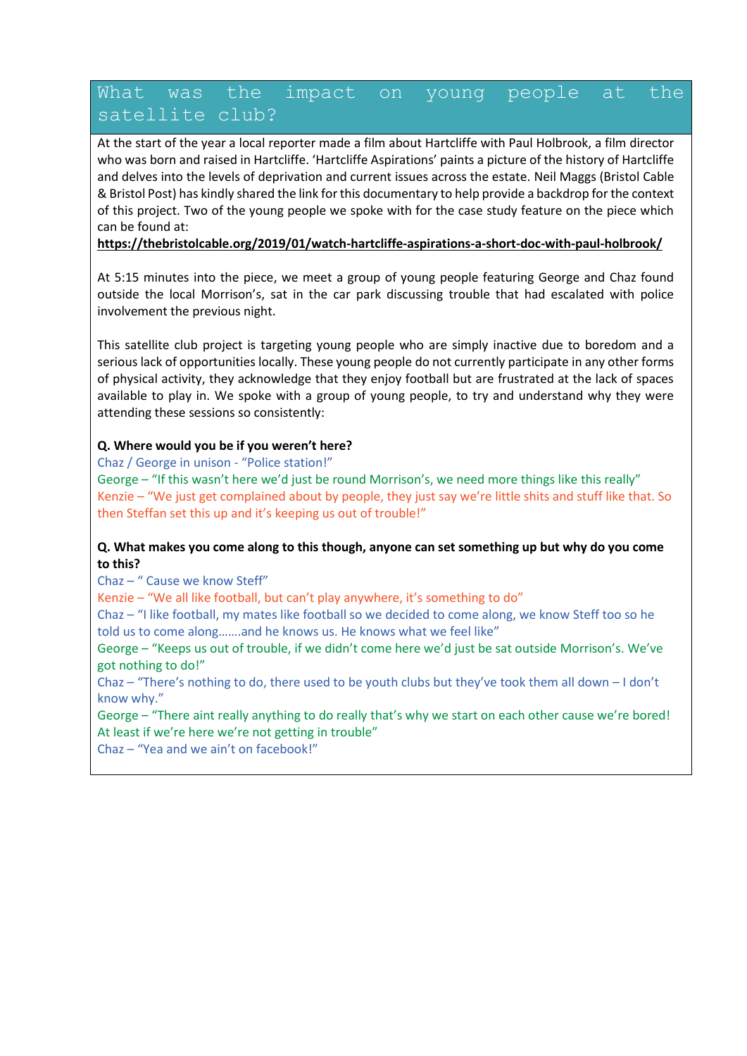## What was the impact on young people at the satellite club?

At the start of the year a local reporter made a film about Hartcliffe with Paul Holbrook, a film director who was born and raised in Hartcliffe. 'Hartcliffe Aspirations' paints a picture of the history of Hartcliffe and delves into the levels of deprivation and current issues across the estate. Neil Maggs (Bristol Cable & Bristol Post) has kindly shared the link for this documentary to help provide a backdrop for the context of this project. Two of the young people we spoke with for the case study feature on the piece which can be found at:
**https://thebristolcable.org/2019/01/watch-hartcliffe-aspirations-a-short-doc-with-paul-holbrook/**

At 5:15 minutes into the piece, we meet a group of young people featuring George and Chaz found outside the local Morrison's, sat in the car park discussing trouble that had escalated with police involvement the previous night.

This satellite club project is targeting young people who are simply inactive due to boredom and a serious lack of opportunities locally. These young people do not currently participate in any other forms of physical activity, they acknowledge that they enjoy football but are frustrated at the lack of spaces available to play in. We spoke with a group of young people, to try and understand why they were attending these sessions so consistently:

**Q. Where would you be if you weren't here?**

Chaz / George in unison - "Police station!"

George – "If this wasn't here we'd just be round Morrison's, we need more things like this really"

Kenzie – "We just get complained about by people, they just say we're little shits and stuff like that. So then Steffan set this up and it's keeping us out of trouble!"

**Q. What makes you come along to this though, anyone can set something up but why do you come to this?**

Chaz – " Cause we know Steff"

Kenzie – "We all like football, but can't play anywhere, it's something to do"

Chaz – "I like football, my mates like football so we decided to come along, we know Steff too so he told us to come along…….and he knows us. He knows what we feel like"

George – "Keeps us out of trouble, if we didn't come here we'd just be sat outside Morrison's. We've got nothing to do!"

Chaz – "There's nothing to do, there used to be youth clubs but they've took them all down – I don't know why."

George – "There aint really anything to do really that's why we start on each other cause we're bored! At least if we're here we're not getting in trouble"

Chaz – "Yea and we ain't on facebook!"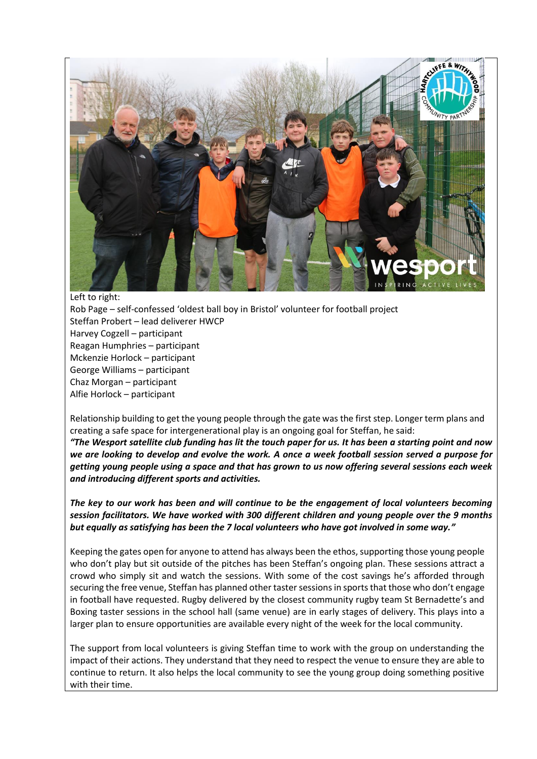Left to right:
Rob Page – self-confessed 'oldest ball boy in Bristol' volunteer for football project
Steffan Probert – lead deliverer HWCP
Harvey Cogzell – participant
Reagan Humphries – participant
Mckenzie Horlock – participant
George Williams – participant
Chaz Morgan – participant
Alfie Horlock – participant

Relationship building to get the young people through the gate was the first step. Longer term plans and creating a safe space for intergenerational play is an ongoing goal for Steffan, he said:
***"The Wesport satellite club funding has lit the touch paper for us. It has been a starting point and now we are looking to develop and evolve the work. A once a week football session served a purpose for getting young people using a space and that has grown to us now offering several sessions each week and introducing different sports and activities.***

***The key to our work has been and will continue to be the engagement of local volunteers becoming session facilitators. We have worked with 300 different children and young people over the 9 months but equally as satisfying has been the 7 local volunteers who have got involved in some way."***

Keeping the gates open for anyone to attend has always been the ethos, supporting those young people who don't play but sit outside of the pitches has been Steffan's ongoing plan. These sessions attract a crowd who simply sit and watch the sessions. With some of the cost savings he's afforded through securing the free venue, Steffan has planned other taster sessions in sports that those who don't engage in football have requested. Rugby delivered by the closest community rugby team St Bernadette's and Boxing taster sessions in the school hall (same venue) are in early stages of delivery. This plays into a larger plan to ensure opportunities are available every night of the week for the local community.

The support from local volunteers is giving Steffan time to work with the group on understanding the impact of their actions. They understand that they need to respect the venue to ensure they are able to continue to return. It also helps the local community to see the young group doing something positive with their time.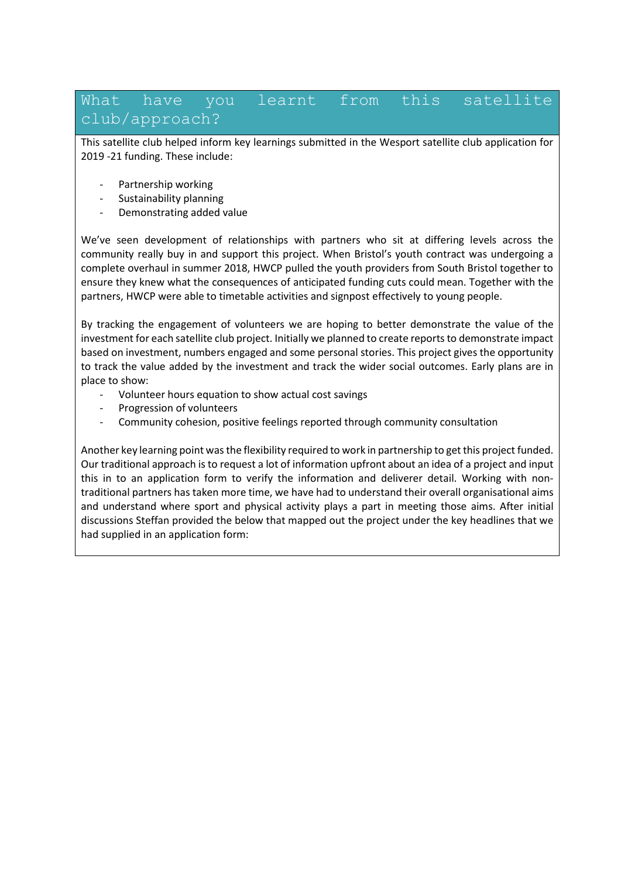## What have you learnt from this satellite club/approach?

This satellite club helped inform key learnings submitted in the Wesport satellite club application for 2019 -21 funding. These include:

- Partnership working
- Sustainability planning
- Demonstrating added value

We've seen development of relationships with partners who sit at differing levels across the community really buy in and support this project. When Bristol's youth contract was undergoing a complete overhaul in summer 2018, HWCP pulled the youth providers from South Bristol together to ensure they knew what the consequences of anticipated funding cuts could mean. Together with the partners, HWCP were able to timetable activities and signpost effectively to young people.

By tracking the engagement of volunteers we are hoping to better demonstrate the value of the investment for each satellite club project. Initially we planned to create reports to demonstrate impact based on investment, numbers engaged and some personal stories. This project gives the opportunity to track the value added by the investment and track the wider social outcomes. Early plans are in place to show:

- Volunteer hours equation to show actual cost savings
- Progression of volunteers
- Community cohesion, positive feelings reported through community consultation

Another key learning point was the flexibility required to work in partnership to get this project funded. Our traditional approach is to request a lot of information upfront about an idea of a project and input this in to an application form to verify the information and deliverer detail. Working with non-traditional partners has taken more time, we have had to understand their overall organisational aims and understand where sport and physical activity plays a part in meeting those aims. After initial discussions Steffan provided the below that mapped out the project under the key headlines that we had supplied in an application form: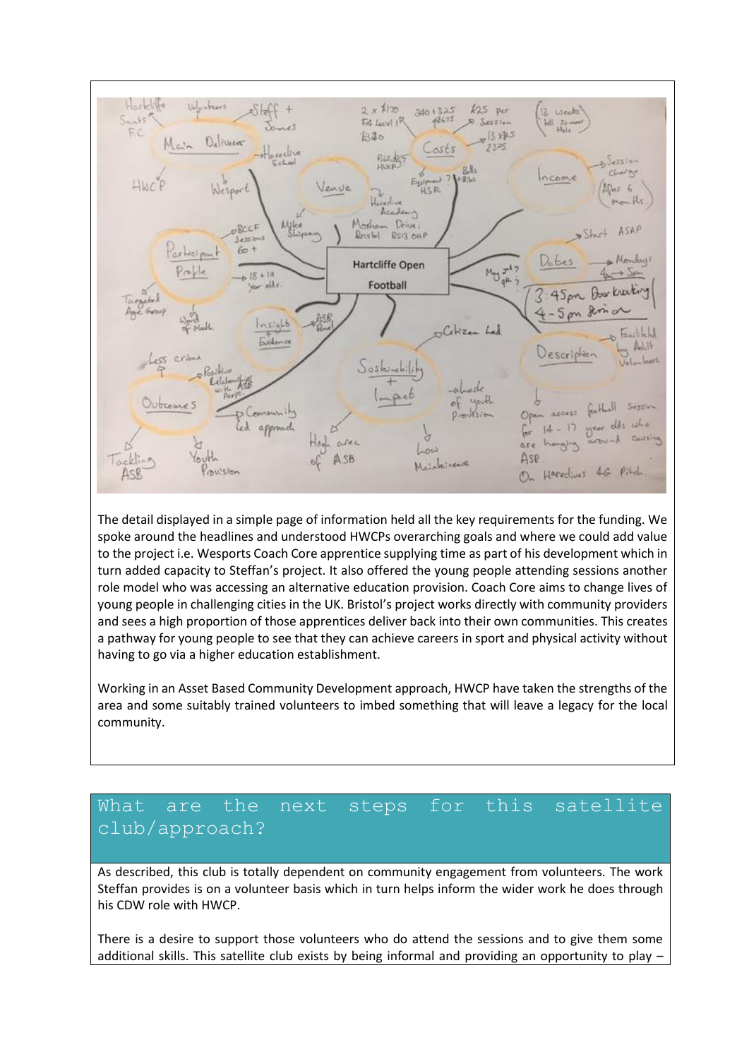The detail displayed in a simple page of information held all the key requirements for the funding. We spoke around the headlines and understood HWCPs overarching goals and where we could add value to the project i.e. Wesports Coach Core apprentice supplying time as part of his development which in turn added capacity to Steffan's project. It also offered the young people attending sessions another role model who was accessing an alternative education provision. Coach Core aims to change lives of young people in challenging cities in the UK. Bristol's project works directly with community providers and sees a high proportion of those apprentices deliver back into their own communities. This creates a pathway for young people to see that they can achieve careers in sport and physical activity without having to go via a higher education establishment.

Working in an Asset Based Community Development approach, HWCP have taken the strengths of the area and some suitably trained volunteers to imbed something that will leave a legacy for the local community.

## What are the next steps for this satellite club/approach?

As described, this club is totally dependent on community engagement from volunteers. The work Steffan provides is on a volunteer basis which in turn helps inform the wider work he does through his CDW role with HWCP.

There is a desire to support those volunteers who do attend the sessions and to give them some additional skills. This satellite club exists by being informal and providing an opportunity to play –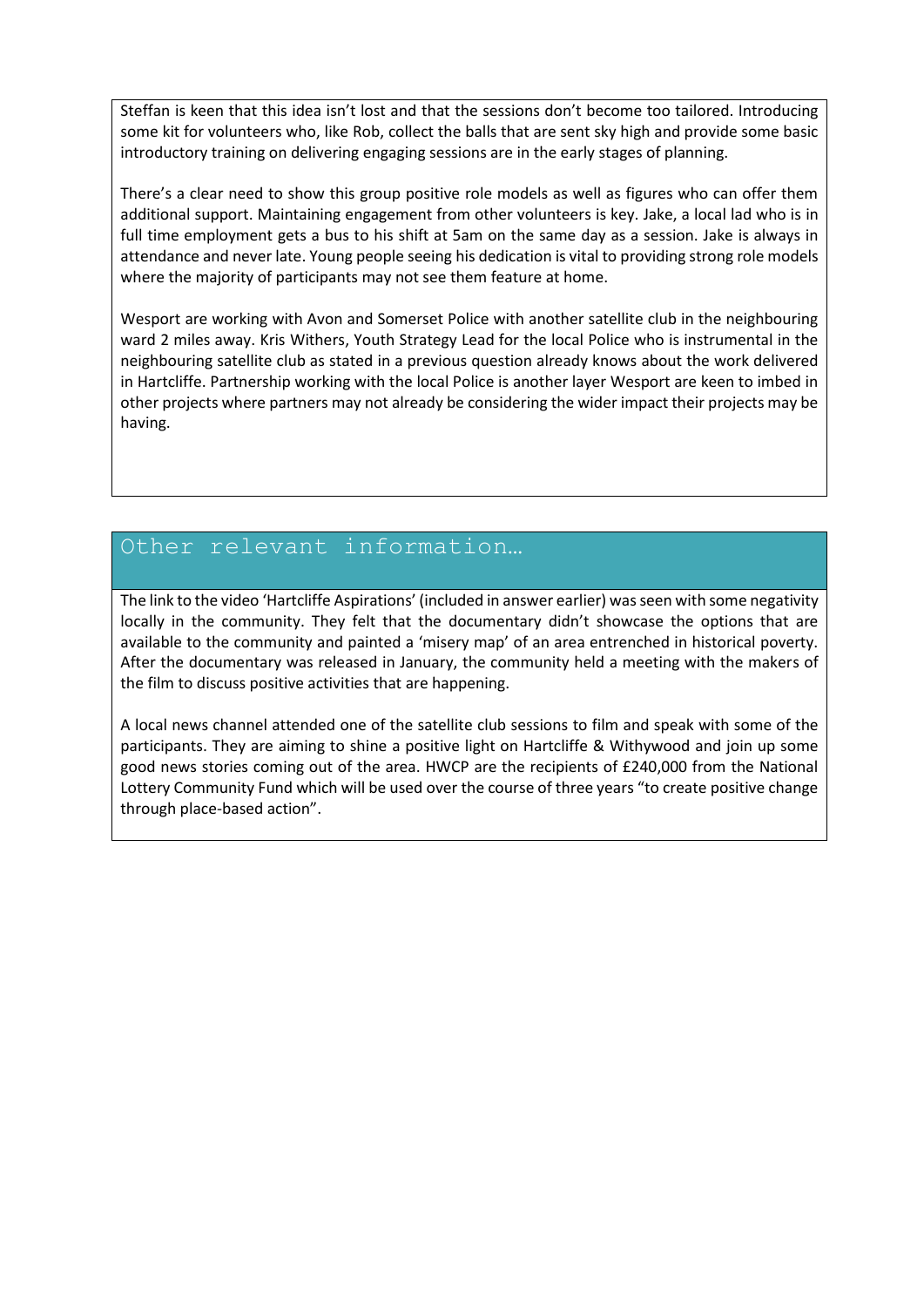Steffan is keen that this idea isn't lost and that the sessions don't become too tailored. Introducing some kit for volunteers who, like Rob, collect the balls that are sent sky high and provide some basic introductory training on delivering engaging sessions are in the early stages of planning.

There's a clear need to show this group positive role models as well as figures who can offer them additional support. Maintaining engagement from other volunteers is key. Jake, a local lad who is in full time employment gets a bus to his shift at 5am on the same day as a session. Jake is always in attendance and never late. Young people seeing his dedication is vital to providing strong role models where the majority of participants may not see them feature at home.

Wesport are working with Avon and Somerset Police with another satellite club in the neighbouring ward 2 miles away. Kris Withers, Youth Strategy Lead for the local Police who is instrumental in the neighbouring satellite club as stated in a previous question already knows about the work delivered in Hartcliffe. Partnership working with the local Police is another layer Wesport are keen to imbed in other projects where partners may not already be considering the wider impact their projects may be having.

## Other relevant information…

The link to the video 'Hartcliffe Aspirations' (included in answer earlier) was seen with some negativity locally in the community. They felt that the documentary didn't showcase the options that are available to the community and painted a 'misery map' of an area entrenched in historical poverty. After the documentary was released in January, the community held a meeting with the makers of the film to discuss positive activities that are happening.

A local news channel attended one of the satellite club sessions to film and speak with some of the participants. They are aiming to shine a positive light on Hartcliffe & Withywood and join up some good news stories coming out of the area. HWCP are the recipients of £240,000 from the National Lottery Community Fund which will be used over the course of three years "to create positive change through place-based action".